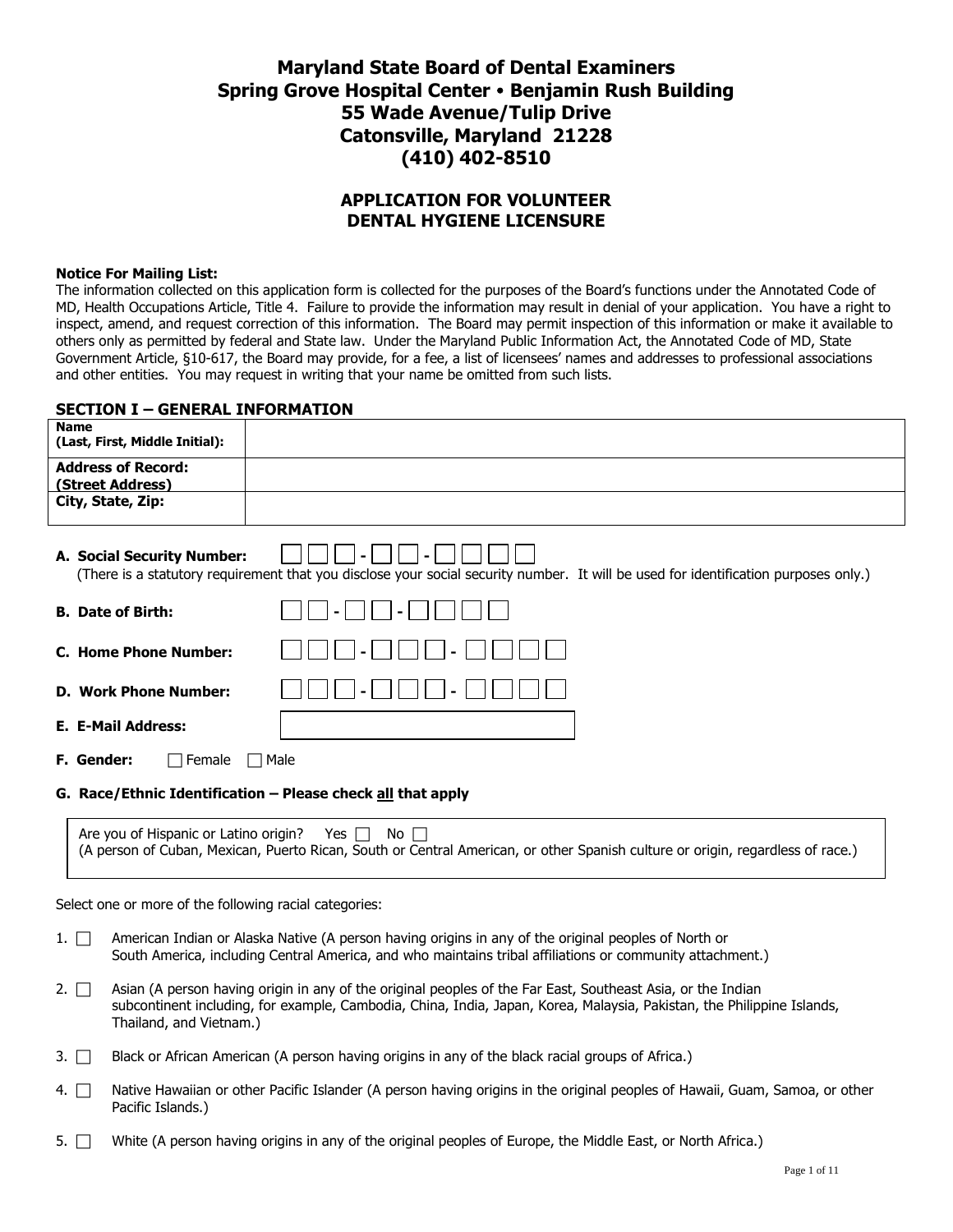# Maryland State Board of Dental Examiners
# Spring Grove Hospital Center • Benjamin Rush Building
# 55 Wade Avenue/Tulip Drive
# Catonsville, Maryland 21228
# (410) 402-8510

## APPLICATION FOR VOLUNTEER DENTAL HYGIENE LICENSURE

**Notice For Mailing List:**
The information collected on this application form is collected for the purposes of the Board's functions under the Annotated Code of MD, Health Occupations Article, Title 4. Failure to provide the information may result in denial of your application. You have a right to inspect, amend, and request correction of this information. The Board may permit inspection of this information or make it available to others only as permitted by federal and State law. Under the Maryland Public Information Act, the Annotated Code of MD, State Government Article, §10-617, the Board may provide, for a fee, a list of licensees' names and addresses to professional associations and other entities. You may request in writing that your name be omitted from such lists.

### SECTION I – GENERAL INFORMATION

| | |
|---|---|
| **Name (Last, First, Middle Initial):** | |
| **Address of Record: (Street Address)** | |
| **City, State, Zip:** | |

**A. Social Security Number:** ☐☐☐ - ☐☐ - ☐☐☐☐
(There is a statutory requirement that you disclose your social security number. It will be used for identification purposes only.)

**B. Date of Birth:** ☐☐ - ☐☐ - ☐☐☐☐

**C. Home Phone Number:** ☐☐☐ - ☐☐☐ - ☐☐☐☐

**D. Work Phone Number:** ☐☐☐ - ☐☐☐ - ☐☐☐☐

**E. E-Mail Address:** ____________________

**F. Gender:** ☐ Female ☐ Male

**G. Race/Ethnic Identification – Please check all that apply**

Are you of Hispanic or Latino origin? Yes ☐ No ☐
(A person of Cuban, Mexican, Puerto Rican, South or Central American, or other Spanish culture or origin, regardless of race.)

Select one or more of the following racial categories:

1. ☐ American Indian or Alaska Native (A person having origins in any of the original peoples of North or South America, including Central America, and who maintains tribal affiliations or community attachment.)
2. ☐ Asian (A person having origin in any of the original peoples of the Far East, Southeast Asia, or the Indian subcontinent including, for example, Cambodia, China, India, Japan, Korea, Malaysia, Pakistan, the Philippine Islands, Thailand, and Vietnam.)
3. ☐ Black or African American (A person having origins in any of the black racial groups of Africa.)
4. ☐ Native Hawaiian or other Pacific Islander (A person having origins in the original peoples of Hawaii, Guam, Samoa, or other Pacific Islands.)
5. ☐ White (A person having origins in any of the original peoples of Europe, the Middle East, or North Africa.)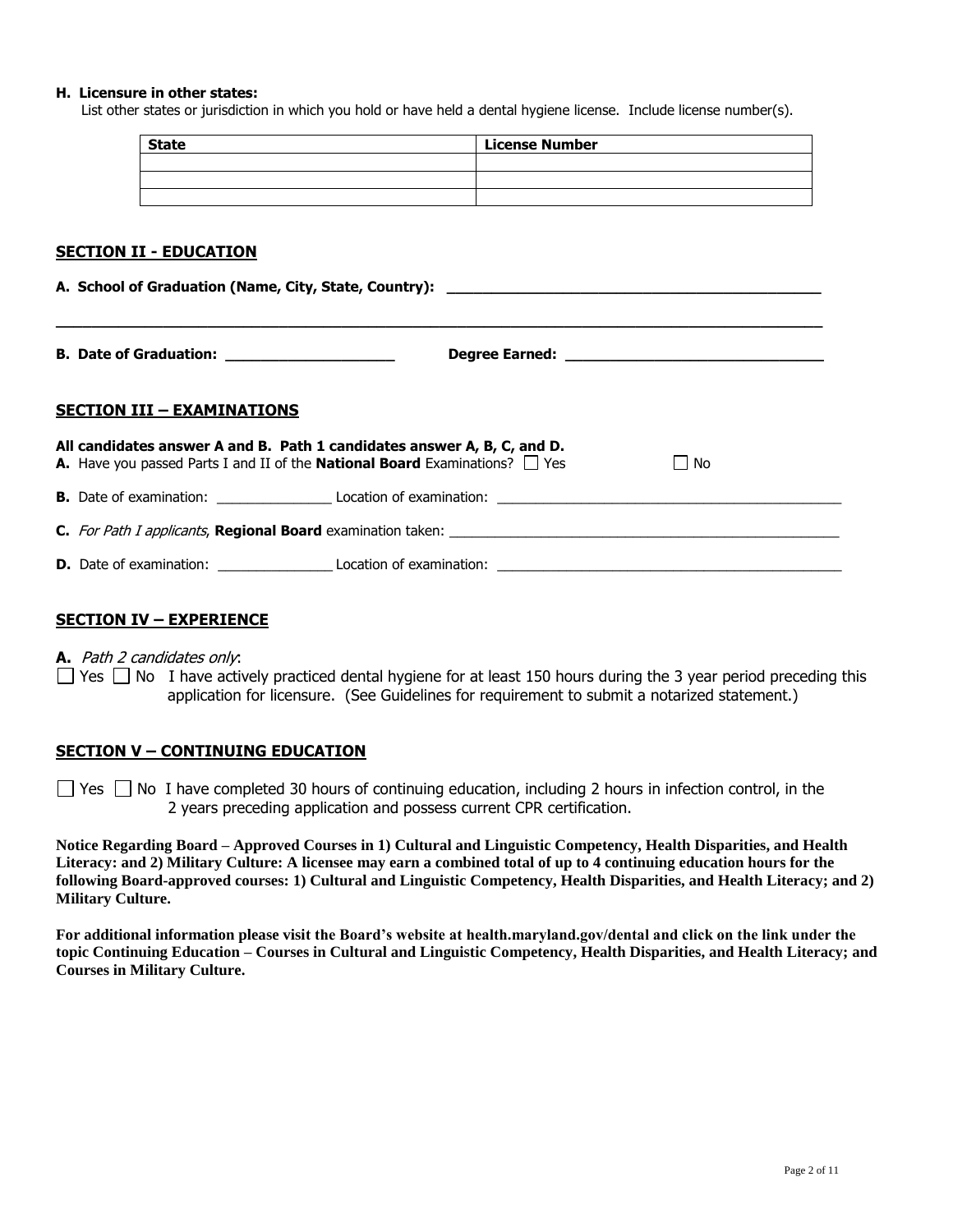**H. Licensure in other states:**

List other states or jurisdiction in which you hold or have held a dental hygiene license. Include license number(s).

| State | License Number |
|---|---|
| | |
| | |
| | |

## SECTION II - EDUCATION

**A. School of Graduation (Name, City, State, Country):** ______________________________________________

_____________________________________________________________________________________________

**B. Date of Graduation:** ____________________ **Degree Earned:** ______________________________

## SECTION III – EXAMINATIONS

**All candidates answer A and B. Path 1 candidates answer A, B, C, and D.**

**A.** Have you passed Parts I and II of the **National Board** Examinations? ☐ Yes ☐ No

**B.** Date of examination: _______________ Location of examination: _____________________________________________

**C.** *For Path I applicants*, **Regional Board** examination taken: ___________________________________________________

**D.** Date of examination: _______________ Location of examination: _____________________________________________

## SECTION IV – EXPERIENCE

**A.** *Path 2 candidates only*:

☐ Yes ☐ No I have actively practiced dental hygiene for at least 150 hours during the 3 year period preceding this application for licensure. (See Guidelines for requirement to submit a notarized statement.)

## SECTION V – CONTINUING EDUCATION

☐ Yes ☐ No I have completed 30 hours of continuing education, including 2 hours in infection control, in the 2 years preceding application and possess current CPR certification.

**Notice Regarding Board – Approved Courses in 1) Cultural and Linguistic Competency, Health Disparities, and Health Literacy: and 2) Military Culture: A licensee may earn a combined total of up to 4 continuing education hours for the following Board-approved courses: 1) Cultural and Linguistic Competency, Health Disparities, and Health Literacy; and 2) Military Culture.**

**For additional information please visit the Board's website at health.maryland.gov/dental and click on the link under the topic Continuing Education – Courses in Cultural and Linguistic Competency, Health Disparities, and Health Literacy; and Courses in Military Culture.**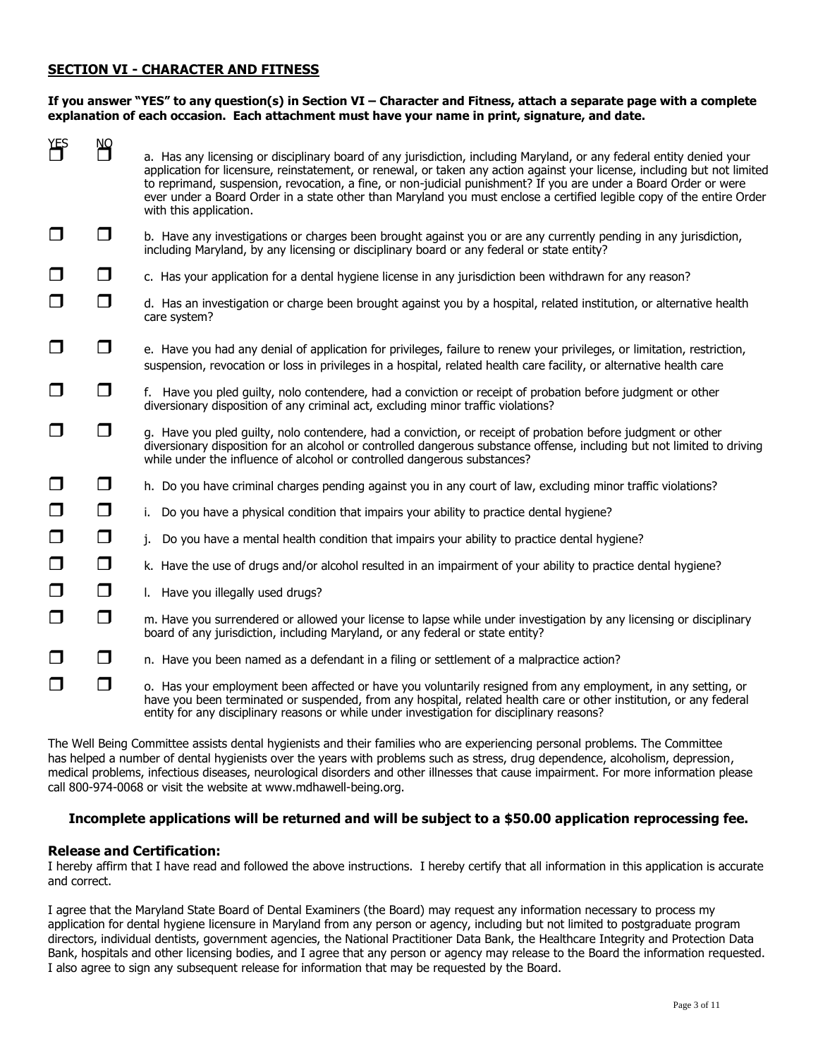## SECTION VI - CHARACTER AND FITNESS

**If you answer "YES" to any question(s) in Section VI – Character and Fitness, attach a separate page with a complete explanation of each occasion. Each attachment must have your name in print, signature, and date.**

| YES | NO | |
|---|---|---|
| ☐ | ☐ | a. Has any licensing or disciplinary board of any jurisdiction, including Maryland, or any federal entity denied your application for licensure, reinstatement, or renewal, or taken any action against your license, including but not limited to reprimand, suspension, revocation, a fine, or non-judicial punishment? If you are under a Board Order or were ever under a Board Order in a state other than Maryland you must enclose a certified legible copy of the entire Order with this application. |
| ☐ | ☐ | b. Have any investigations or charges been brought against you or are any currently pending in any jurisdiction, including Maryland, by any licensing or disciplinary board or any federal or state entity? |
| ☐ | ☐ | c. Has your application for a dental hygiene license in any jurisdiction been withdrawn for any reason? |
| ☐ | ☐ | d. Has an investigation or charge been brought against you by a hospital, related institution, or alternative health care system? |
| ☐ | ☐ | e. Have you had any denial of application for privileges, failure to renew your privileges, or limitation, restriction, suspension, revocation or loss in privileges in a hospital, related health care facility, or alternative health care |
| ☐ | ☐ | f. Have you pled guilty, nolo contendere, had a conviction or receipt of probation before judgment or other diversionary disposition of any criminal act, excluding minor traffic violations? |
| ☐ | ☐ | g. Have you pled guilty, nolo contendere, had a conviction, or receipt of probation before judgment or other diversionary disposition for an alcohol or controlled dangerous substance offense, including but not limited to driving while under the influence of alcohol or controlled dangerous substances? |
| ☐ | ☐ | h. Do you have criminal charges pending against you in any court of law, excluding minor traffic violations? |
| ☐ | ☐ | i. Do you have a physical condition that impairs your ability to practice dental hygiene? |
| ☐ | ☐ | j. Do you have a mental health condition that impairs your ability to practice dental hygiene? |
| ☐ | ☐ | k. Have the use of drugs and/or alcohol resulted in an impairment of your ability to practice dental hygiene? |
| ☐ | ☐ | l. Have you illegally used drugs? |
| ☐ | ☐ | m. Have you surrendered or allowed your license to lapse while under investigation by any licensing or disciplinary board of any jurisdiction, including Maryland, or any federal or state entity? |
| ☐ | ☐ | n. Have you been named as a defendant in a filing or settlement of a malpractice action? |
| ☐ | ☐ | o. Has your employment been affected or have you voluntarily resigned from any employment, in any setting, or have you been terminated or suspended, from any hospital, related health care or other institution, or any federal entity for any disciplinary reasons or while under investigation for disciplinary reasons? |

The Well Being Committee assists dental hygienists and their families who are experiencing personal problems. The Committee has helped a number of dental hygienists over the years with problems such as stress, drug dependence, alcoholism, depression, medical problems, infectious diseases, neurological disorders and other illnesses that cause impairment. For more information please call 800-974-0068 or visit the website at www.mdhawell-being.org.

**Incomplete applications will be returned and will be subject to a $50.00 application reprocessing fee.**

### Release and Certification:

I hereby affirm that I have read and followed the above instructions. I hereby certify that all information in this application is accurate and correct.

I agree that the Maryland State Board of Dental Examiners (the Board) may request any information necessary to process my application for dental hygiene licensure in Maryland from any person or agency, including but not limited to postgraduate program directors, individual dentists, government agencies, the National Practitioner Data Bank, the Healthcare Integrity and Protection Data Bank, hospitals and other licensing bodies, and I agree that any person or agency may release to the Board the information requested. I also agree to sign any subsequent release for information that may be requested by the Board.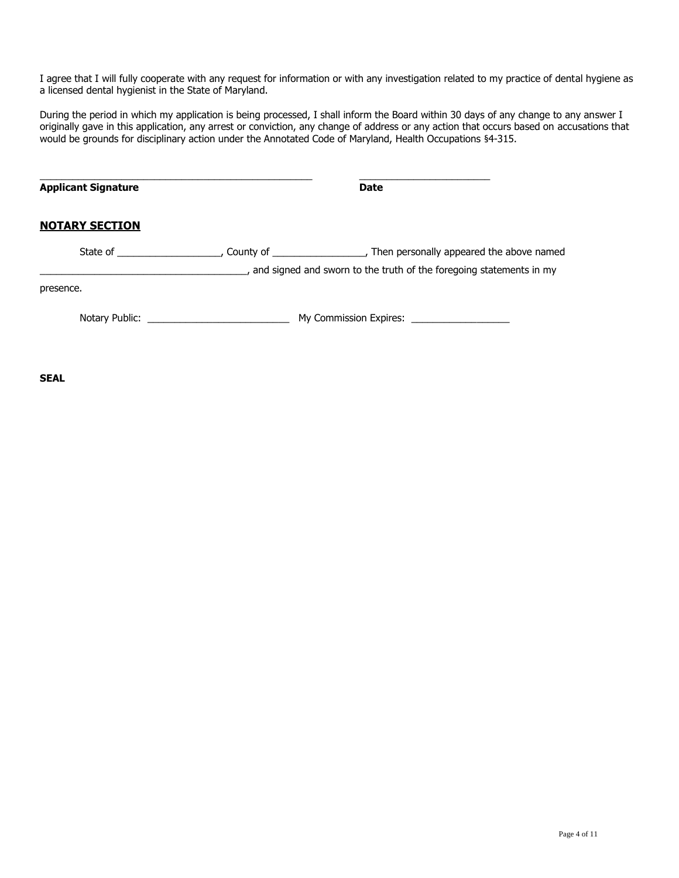I agree that I will fully cooperate with any request for information or with any investigation related to my practice of dental hygiene as a licensed dental hygienist in the State of Maryland.

During the period in which my application is being processed, I shall inform the Board within 30 days of any change to any answer I originally gave in this application, any arrest or conviction, any change of address or any action that occurs based on accusations that would be grounds for disciplinary action under the Annotated Code of Maryland, Health Occupations §4-315.

_____________________________________________________          ___________________________

**Applicant Signature**          **Date**

## NOTARY SECTION

State of ___________________, County of _________________, Then personally appeared the above named _______________________________________, and signed and sworn to the truth of the foregoing statements in my presence.

Notary Public: ___________________________ My Commission Expires: ___________________

**SEAL**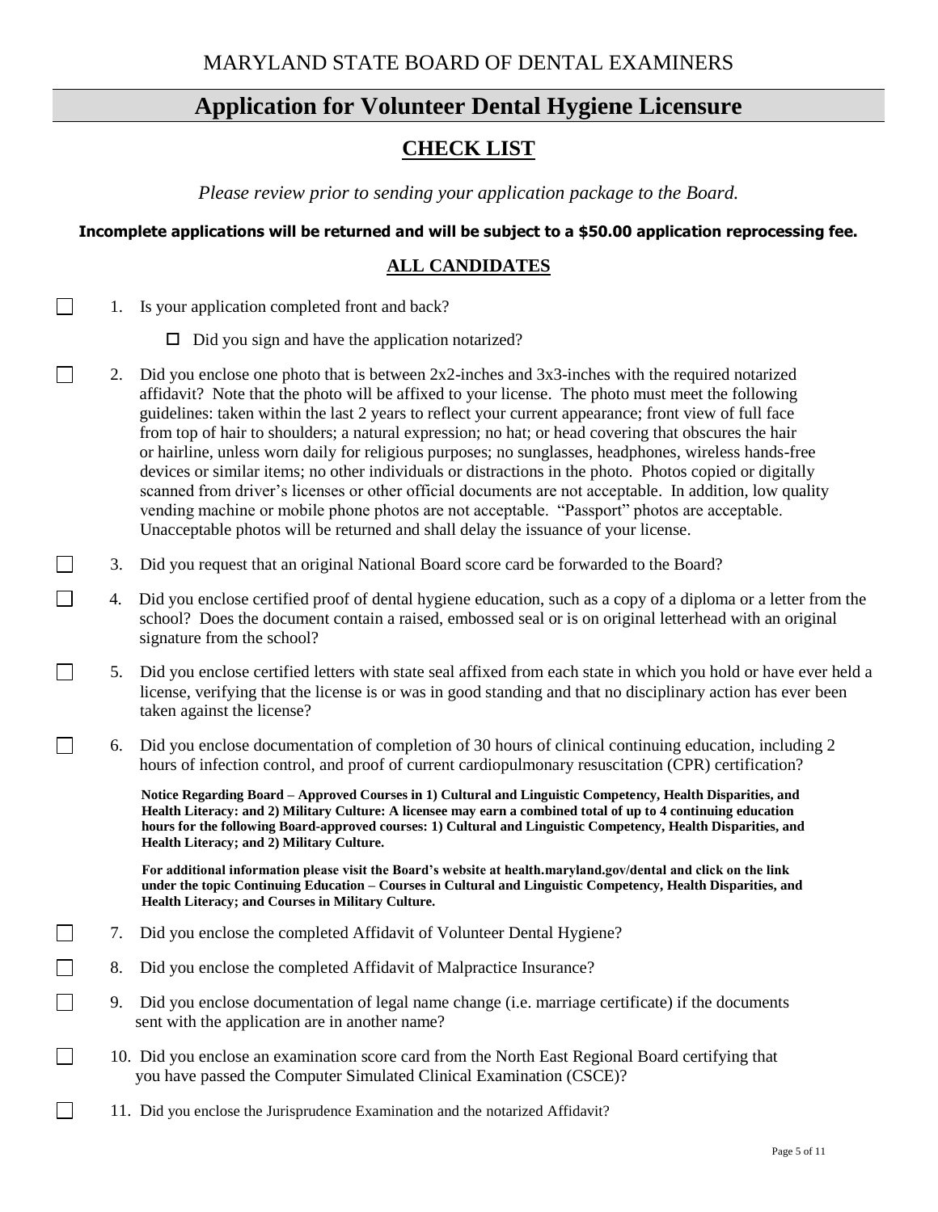MARYLAND STATE BOARD OF DENTAL EXAMINERS

# Application for Volunteer Dental Hygiene Licensure

## CHECK LIST

*Please review prior to sending your application package to the Board.*

**Incomplete applications will be returned and will be subject to a $50.00 application reprocessing fee.**

## ALL CANDIDATES

☐ 1. Is your application completed front and back?

- ☐ Did you sign and have the application notarized?

☐ 2. Did you enclose one photo that is between 2x2-inches and 3x3-inches with the required notarized affidavit? Note that the photo will be affixed to your license. The photo must meet the following guidelines: taken within the last 2 years to reflect your current appearance; front view of full face from top of hair to shoulders; a natural expression; no hat; or head covering that obscures the hair or hairline, unless worn daily for religious purposes; no sunglasses, headphones, wireless hands-free devices or similar items; no other individuals or distractions in the photo. Photos copied or digitally scanned from driver's licenses or other official documents are not acceptable. In addition, low quality vending machine or mobile phone photos are not acceptable. "Passport" photos are acceptable. Unacceptable photos will be returned and shall delay the issuance of your license.

☐ 3. Did you request that an original National Board score card be forwarded to the Board?

☐ 4. Did you enclose certified proof of dental hygiene education, such as a copy of a diploma or a letter from the school? Does the document contain a raised, embossed seal or is on original letterhead with an original signature from the school?

☐ 5. Did you enclose certified letters with state seal affixed from each state in which you hold or have ever held a license, verifying that the license is or was in good standing and that no disciplinary action has ever been taken against the license?

☐ 6. Did you enclose documentation of completion of 30 hours of clinical continuing education, including 2 hours of infection control, and proof of current cardiopulmonary resuscitation (CPR) certification?

**Notice Regarding Board – Approved Courses in 1) Cultural and Linguistic Competency, Health Disparities, and Health Literacy: and 2) Military Culture: A licensee may earn a combined total of up to 4 continuing education hours for the following Board-approved courses: 1) Cultural and Linguistic Competency, Health Disparities, and Health Literacy; and 2) Military Culture.**

**For additional information please visit the Board's website at health.maryland.gov/dental and click on the link under the topic Continuing Education – Courses in Cultural and Linguistic Competency, Health Disparities, and Health Literacy; and Courses in Military Culture.**

☐ 7. Did you enclose the completed Affidavit of Volunteer Dental Hygiene?

☐ 8. Did you enclose the completed Affidavit of Malpractice Insurance?

☐ 9. Did you enclose documentation of legal name change (i.e. marriage certificate) if the documents sent with the application are in another name?

☐ 10. Did you enclose an examination score card from the North East Regional Board certifying that you have passed the Computer Simulated Clinical Examination (CSCE)?

☐ 11. Did you enclose the Jurisprudence Examination and the notarized Affidavit?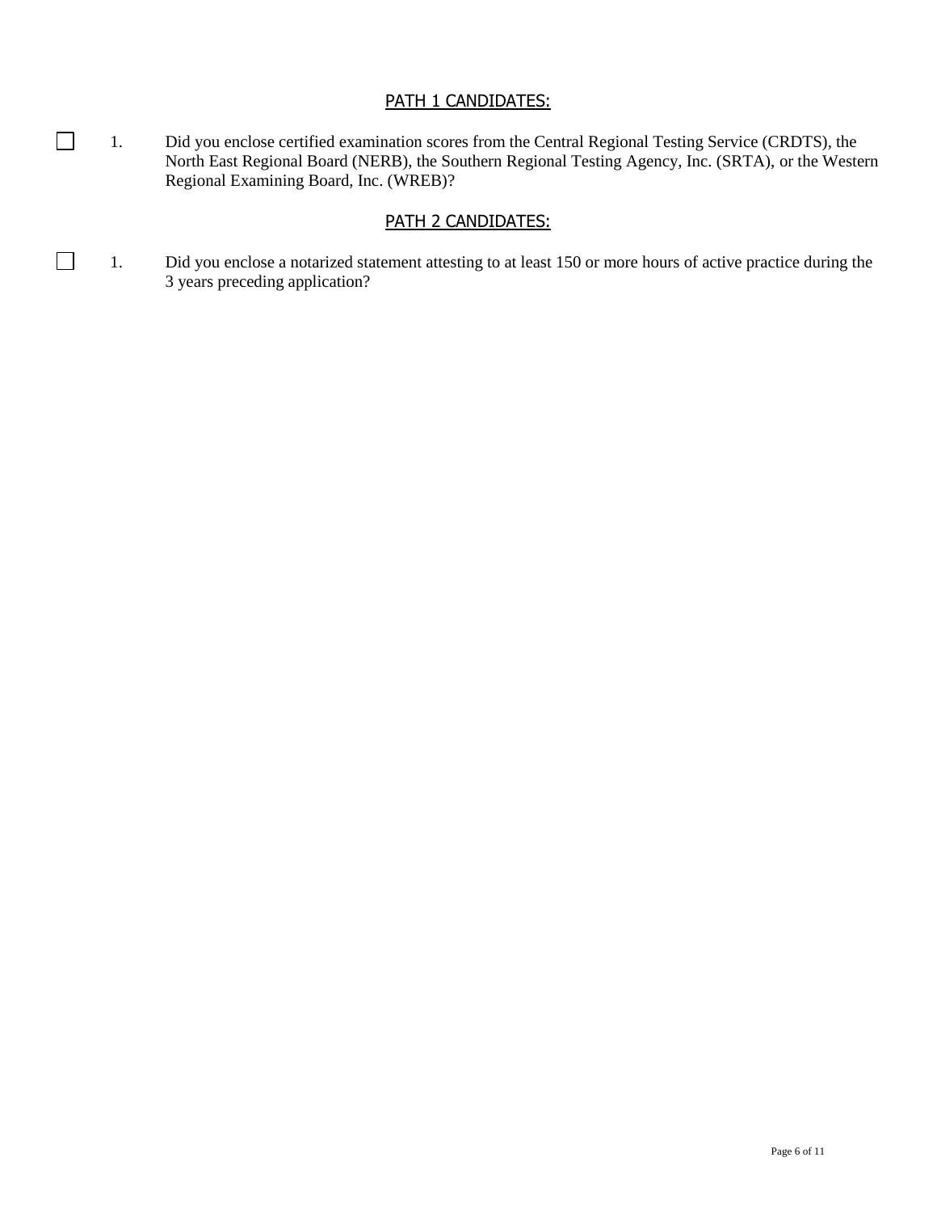## PATH 1 CANDIDATES:

- [ ] 1. Did you enclose certified examination scores from the Central Regional Testing Service (CRDTS), the North East Regional Board (NERB), the Southern Regional Testing Agency, Inc. (SRTA), or the Western Regional Examining Board, Inc. (WREB)?

## PATH 2 CANDIDATES:

- [ ] 1. Did you enclose a notarized statement attesting to at least 150 or more hours of active practice during the 3 years preceding application?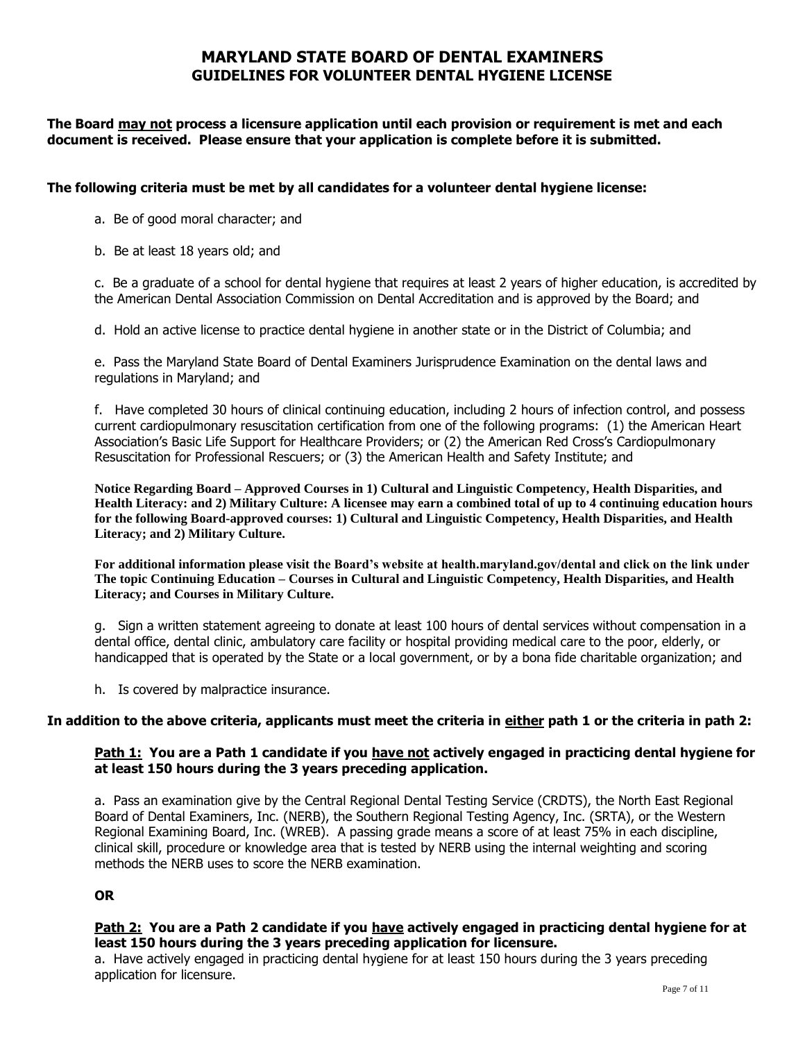# MARYLAND STATE BOARD OF DENTAL EXAMINERS
## GUIDELINES FOR VOLUNTEER DENTAL HYGIENE LICENSE

**The Board may not process a licensure application until each provision or requirement is met and each document is received. Please ensure that your application is complete before it is submitted.**

**The following criteria must be met by all candidates for a volunteer dental hygiene license:**

a. Be of good moral character; and

b. Be at least 18 years old; and

c. Be a graduate of a school for dental hygiene that requires at least 2 years of higher education, is accredited by the American Dental Association Commission on Dental Accreditation and is approved by the Board; and

d. Hold an active license to practice dental hygiene in another state or in the District of Columbia; and

e. Pass the Maryland State Board of Dental Examiners Jurisprudence Examination on the dental laws and regulations in Maryland; and

f. Have completed 30 hours of clinical continuing education, including 2 hours of infection control, and possess current cardiopulmonary resuscitation certification from one of the following programs: (1) the American Heart Association's Basic Life Support for Healthcare Providers; or (2) the American Red Cross's Cardiopulmonary Resuscitation for Professional Rescuers; or (3) the American Health and Safety Institute; and

**Notice Regarding Board – Approved Courses in 1) Cultural and Linguistic Competency, Health Disparities, and Health Literacy: and 2) Military Culture: A licensee may earn a combined total of up to 4 continuing education hours for the following Board-approved courses: 1) Cultural and Linguistic Competency, Health Disparities, and Health Literacy; and 2) Military Culture.**

**For additional information please visit the Board's website at health.maryland.gov/dental and click on the link under The topic Continuing Education – Courses in Cultural and Linguistic Competency, Health Disparities, and Health Literacy; and Courses in Military Culture.**

g. Sign a written statement agreeing to donate at least 100 hours of dental services without compensation in a dental office, dental clinic, ambulatory care facility or hospital providing medical care to the poor, elderly, or handicapped that is operated by the State or a local government, or by a bona fide charitable organization; and

h. Is covered by malpractice insurance.

**In addition to the above criteria, applicants must meet the criteria in either path 1 or the criteria in path 2:**

**Path 1: You are a Path 1 candidate if you have not actively engaged in practicing dental hygiene for at least 150 hours during the 3 years preceding application.**

a. Pass an examination give by the Central Regional Dental Testing Service (CRDTS), the North East Regional Board of Dental Examiners, Inc. (NERB), the Southern Regional Testing Agency, Inc. (SRTA), or the Western Regional Examining Board, Inc. (WREB). A passing grade means a score of at least 75% in each discipline, clinical skill, procedure or knowledge area that is tested by NERB using the internal weighting and scoring methods the NERB uses to score the NERB examination.

**OR**

**Path 2: You are a Path 2 candidate if you have actively engaged in practicing dental hygiene for at least 150 hours during the 3 years preceding application for licensure.**

a. Have actively engaged in practicing dental hygiene for at least 150 hours during the 3 years preceding application for licensure.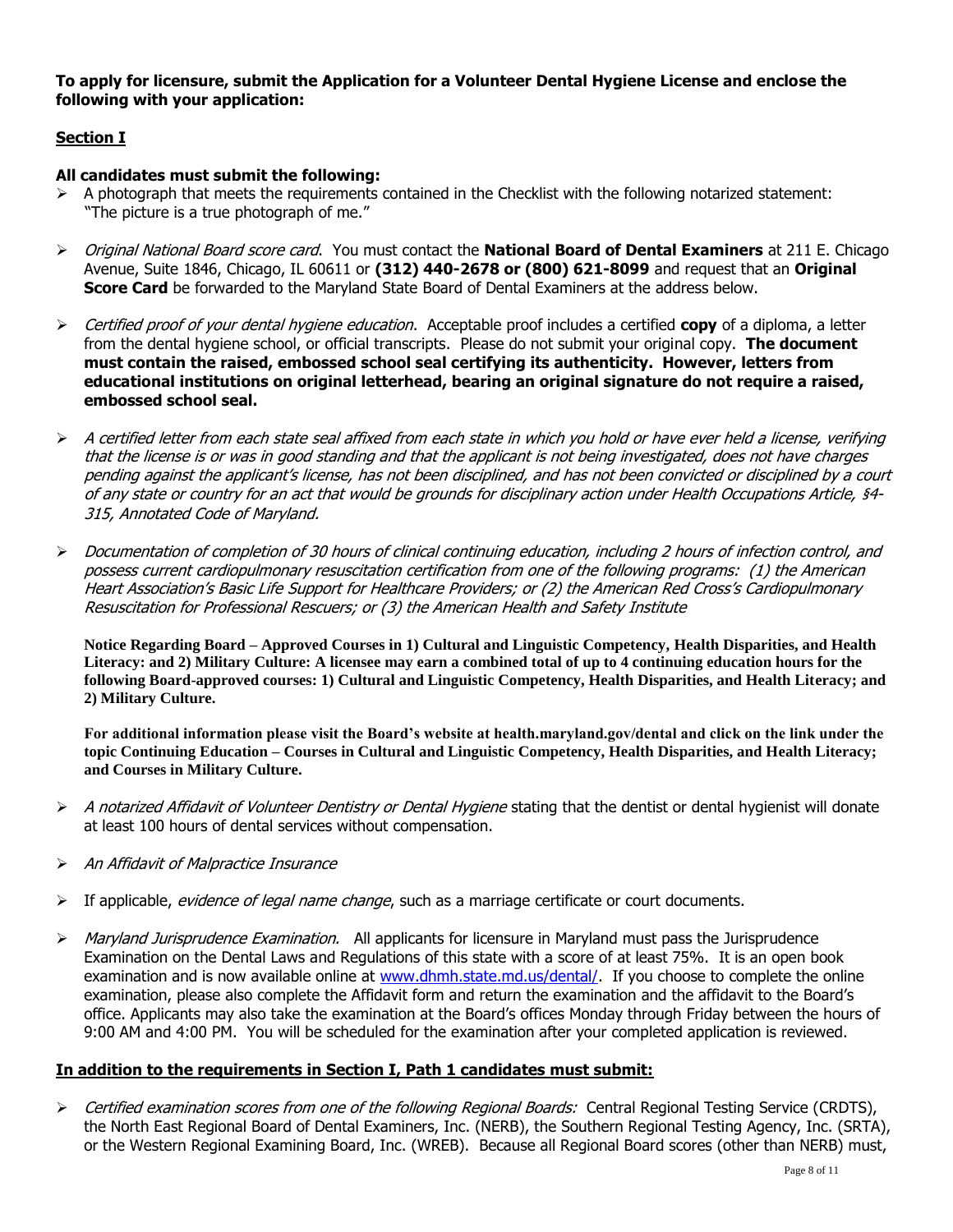**To apply for licensure, submit the Application for a Volunteer Dental Hygiene License and enclose the following with your application:**

## Section I

**All candidates must submit the following:**

- A photograph that meets the requirements contained in the Checklist with the following notarized statement: "The picture is a true photograph of me."
- *Original National Board score card*. You must contact the **National Board of Dental Examiners** at 211 E. Chicago Avenue, Suite 1846, Chicago, IL 60611 or **(312) 440-2678 or (800) 621-8099** and request that an **Original Score Card** be forwarded to the Maryland State Board of Dental Examiners at the address below.
- *Certified proof of your dental hygiene education*. Acceptable proof includes a certified **copy** of a diploma, a letter from the dental hygiene school, or official transcripts. Please do not submit your original copy. **The document must contain the raised, embossed school seal certifying its authenticity. However, letters from educational institutions on original letterhead, bearing an original signature do not require a raised, embossed school seal.**
- *A certified letter from each state seal affixed from each state in which you hold or have ever held a license, verifying that the license is or was in good standing and that the applicant is not being investigated, does not have charges pending against the applicant's license, has not been disciplined, and has not been convicted or disciplined by a court of any state or country for an act that would be grounds for disciplinary action under Health Occupations Article, §4-315, Annotated Code of Maryland.*
- *Documentation of completion of 30 hours of clinical continuing education, including 2 hours of infection control, and possess current cardiopulmonary resuscitation certification from one of the following programs: (1) the American Heart Association's Basic Life Support for Healthcare Providers; or (2) the American Red Cross's Cardiopulmonary Resuscitation for Professional Rescuers; or (3) the American Health and Safety Institute*

  **Notice Regarding Board – Approved Courses in 1) Cultural and Linguistic Competency, Health Disparities, and Health Literacy: and 2) Military Culture: A licensee may earn a combined total of up to 4 continuing education hours for the following Board-approved courses: 1) Cultural and Linguistic Competency, Health Disparities, and Health Literacy; and 2) Military Culture.**

  **For additional information please visit the Board's website at health.maryland.gov/dental and click on the link under the topic Continuing Education – Courses in Cultural and Linguistic Competency, Health Disparities, and Health Literacy; and Courses in Military Culture.**

- *A notarized Affidavit of Volunteer Dentistry or Dental Hygiene* stating that the dentist or dental hygienist will donate at least 100 hours of dental services without compensation.
- *An Affidavit of Malpractice Insurance*
- If applicable, *evidence of legal name change*, such as a marriage certificate or court documents.
- *Maryland Jurisprudence Examination*. All applicants for licensure in Maryland must pass the Jurisprudence Examination on the Dental Laws and Regulations of this state with a score of at least 75%. It is an open book examination and is now available online at www.dhmh.state.md.us/dental/. If you choose to complete the online examination, please also complete the Affidavit form and return the examination and the affidavit to the Board's office. Applicants may also take the examination at the Board's offices Monday through Friday between the hours of 9:00 AM and 4:00 PM. You will be scheduled for the examination after your completed application is reviewed.

## In addition to the requirements in Section I, Path 1 candidates must submit:

- *Certified examination scores from one of the following Regional Boards:* Central Regional Testing Service (CRDTS), the North East Regional Board of Dental Examiners, Inc. (NERB), the Southern Regional Testing Agency, Inc. (SRTA), or the Western Regional Examining Board, Inc. (WREB). Because all Regional Board scores (other than NERB) must,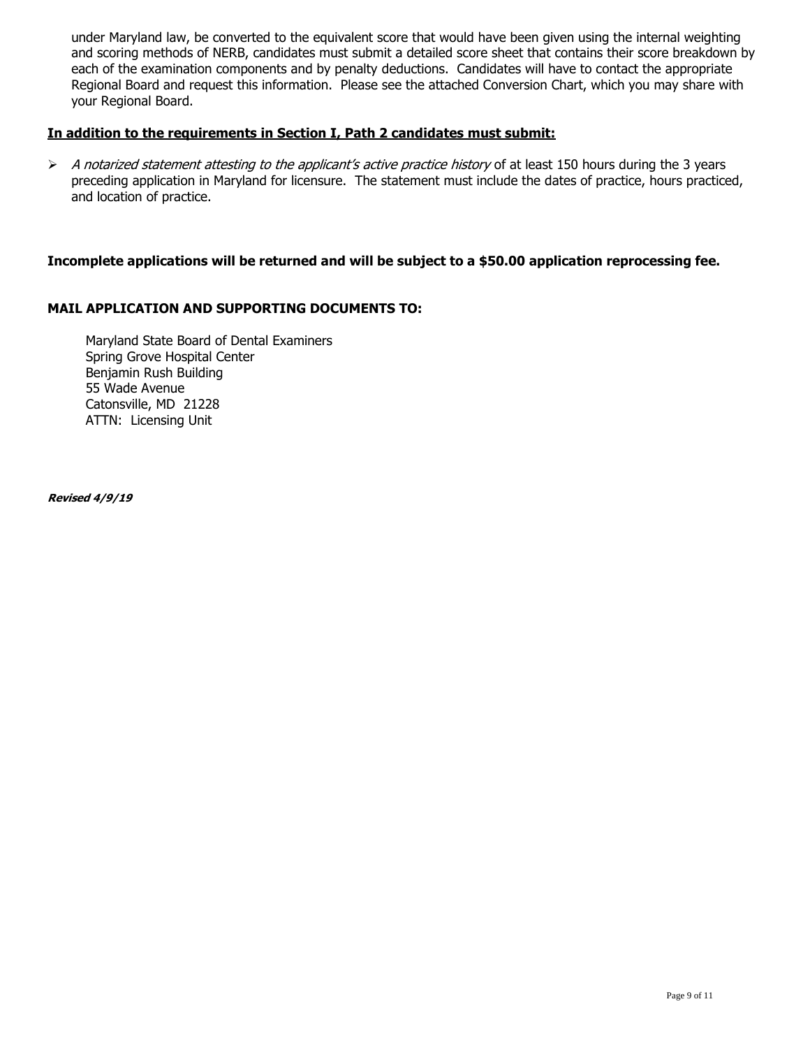under Maryland law, be converted to the equivalent score that would have been given using the internal weighting and scoring methods of NERB, candidates must submit a detailed score sheet that contains their score breakdown by each of the examination components and by penalty deductions. Candidates will have to contact the appropriate Regional Board and request this information. Please see the attached Conversion Chart, which you may share with your Regional Board.

**In addition to the requirements in Section I, Path 2 candidates must submit:**

- *A notarized statement attesting to the applicant's active practice history* of at least 150 hours during the 3 years preceding application in Maryland for licensure. The statement must include the dates of practice, hours practiced, and location of practice.

**Incomplete applications will be returned and will be subject to a $50.00 application reprocessing fee.**

**MAIL APPLICATION AND SUPPORTING DOCUMENTS TO:**

Maryland State Board of Dental Examiners
Spring Grove Hospital Center
Benjamin Rush Building
55 Wade Avenue
Catonsville, MD 21228
ATTN: Licensing Unit

***Revised 4/9/19***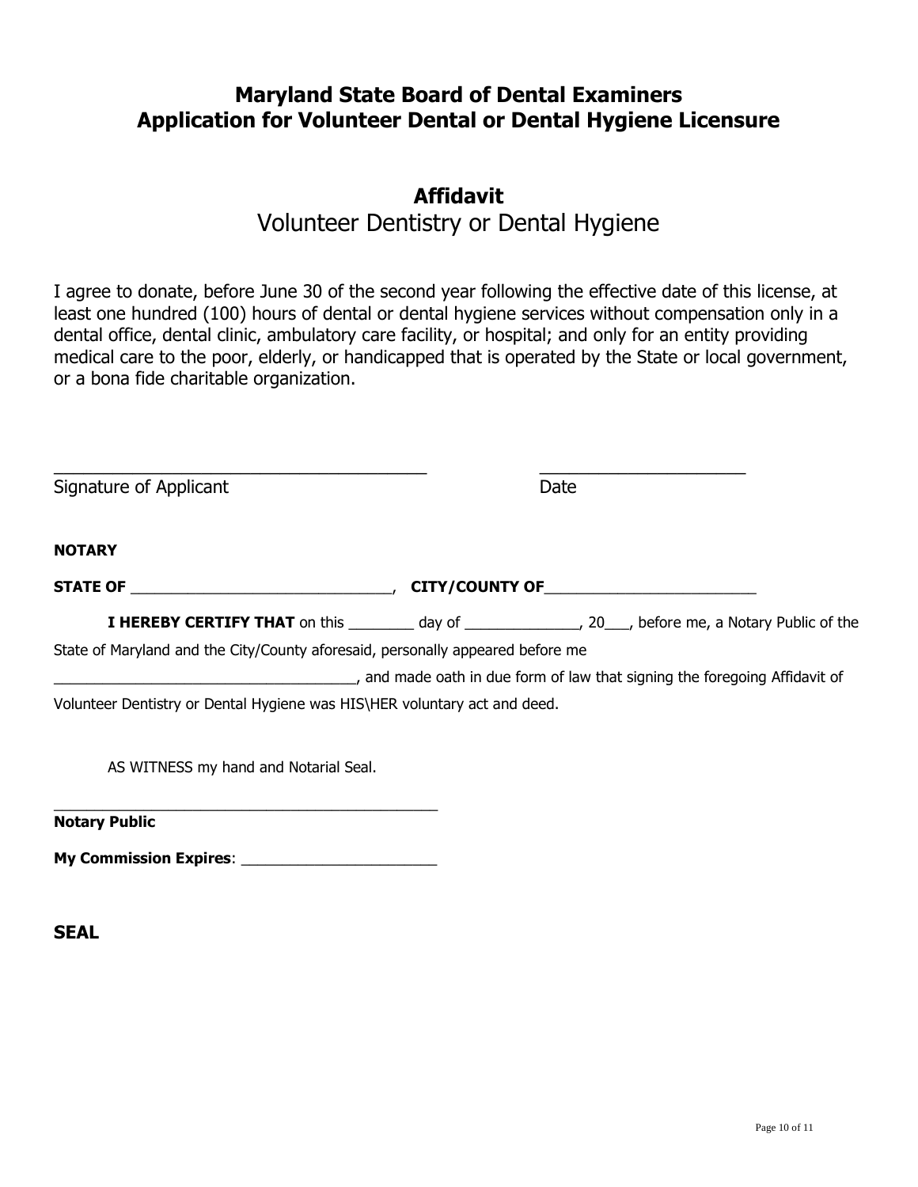# Maryland State Board of Dental Examiners
# Application for Volunteer Dental or Dental Hygiene Licensure

## Affidavit
### Volunteer Dentistry or Dental Hygiene

I agree to donate, before June 30 of the second year following the effective date of this license, at least one hundred (100) hours of dental or dental hygiene services without compensation only in a dental office, dental clinic, ambulatory care facility, or hospital; and only for an entity providing medical care to the poor, elderly, or handicapped that is operated by the State or local government, or a bona fide charitable organization.

_______________________________________ _____________________
Signature of Applicant Date

**NOTARY**

**STATE OF** ______________________________, **CITY/COUNTY OF**________________________

**I HEREBY CERTIFY THAT** on this ________ day of ______________, 20___, before me, a Notary Public of the State of Maryland and the City/County aforesaid, personally appeared before me ____________________________________, and made oath in due form of law that signing the foregoing Affidavit of Volunteer Dentistry or Dental Hygiene was HIS\HER voluntary act and deed.

AS WITNESS my hand and Notarial Seal.

______________________________________________
**Notary Public**

**My Commission Expires**: _______________________

**SEAL**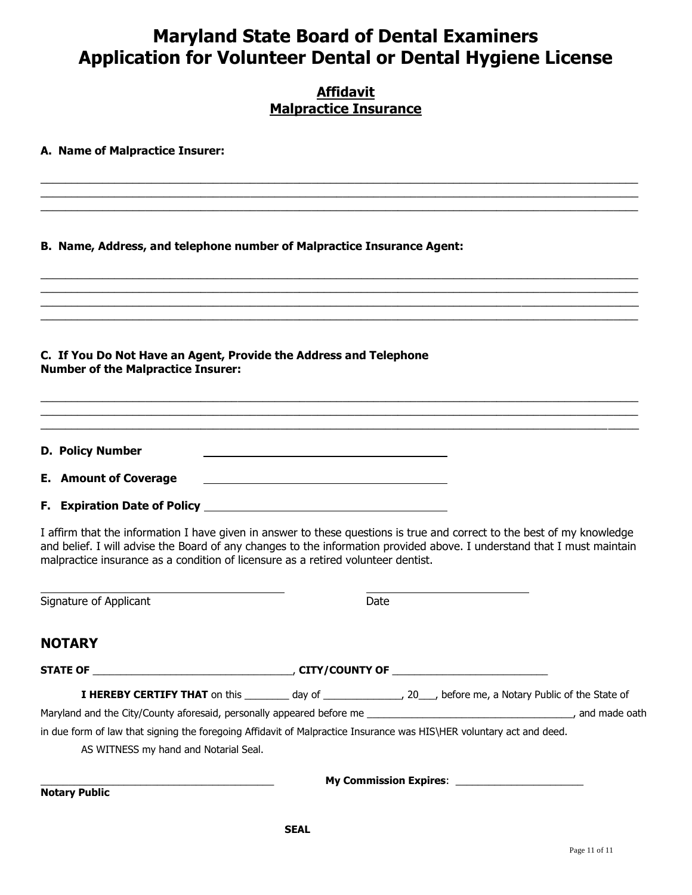# Maryland State Board of Dental Examiners
# Application for Volunteer Dental or Dental Hygiene License

## Affidavit
## Malpractice Insurance

**A. Name of Malpractice Insurer:**

\_\_\_\_\_\_\_\_\_\_\_\_\_\_\_\_\_\_\_\_\_\_\_\_\_\_\_\_\_\_\_\_\_\_\_\_\_\_\_\_\_\_\_\_\_\_\_\_\_\_\_\_\_\_\_\_\_\_\_\_\_\_\_\_\_\_\_\_\_\_\_\_
\_\_\_\_\_\_\_\_\_\_\_\_\_\_\_\_\_\_\_\_\_\_\_\_\_\_\_\_\_\_\_\_\_\_\_\_\_\_\_\_\_\_\_\_\_\_\_\_\_\_\_\_\_\_\_\_\_\_\_\_\_\_\_\_\_\_\_\_\_\_\_\_
\_\_\_\_\_\_\_\_\_\_\_\_\_\_\_\_\_\_\_\_\_\_\_\_\_\_\_\_\_\_\_\_\_\_\_\_\_\_\_\_\_\_\_\_\_\_\_\_\_\_\_\_\_\_\_\_\_\_\_\_\_\_\_\_\_\_\_\_\_\_\_\_

**B. Name, Address, and telephone number of Malpractice Insurance Agent:**

\_\_\_\_\_\_\_\_\_\_\_\_\_\_\_\_\_\_\_\_\_\_\_\_\_\_\_\_\_\_\_\_\_\_\_\_\_\_\_\_\_\_\_\_\_\_\_\_\_\_\_\_\_\_\_\_\_\_\_\_\_\_\_\_\_\_\_\_\_\_\_\_
\_\_\_\_\_\_\_\_\_\_\_\_\_\_\_\_\_\_\_\_\_\_\_\_\_\_\_\_\_\_\_\_\_\_\_\_\_\_\_\_\_\_\_\_\_\_\_\_\_\_\_\_\_\_\_\_\_\_\_\_\_\_\_\_\_\_\_\_\_\_\_\_
\_\_\_\_\_\_\_\_\_\_\_\_\_\_\_\_\_\_\_\_\_\_\_\_\_\_\_\_\_\_\_\_\_\_\_\_\_\_\_\_\_\_\_\_\_\_\_\_\_\_\_\_\_\_\_\_\_\_\_\_\_\_\_\_\_\_\_\_\_\_\_\_
\_\_\_\_\_\_\_\_\_\_\_\_\_\_\_\_\_\_\_\_\_\_\_\_\_\_\_\_\_\_\_\_\_\_\_\_\_\_\_\_\_\_\_\_\_\_\_\_\_\_\_\_\_\_\_\_\_\_\_\_\_\_\_\_\_\_\_\_\_\_\_\_

**C. If You Do Not Have an Agent, Provide the Address and Telephone Number of the Malpractice Insurer:**

\_\_\_\_\_\_\_\_\_\_\_\_\_\_\_\_\_\_\_\_\_\_\_\_\_\_\_\_\_\_\_\_\_\_\_\_\_\_\_\_\_\_\_\_\_\_\_\_\_\_\_\_\_\_\_\_\_\_\_\_\_\_\_\_\_\_\_\_\_\_\_\_
\_\_\_\_\_\_\_\_\_\_\_\_\_\_\_\_\_\_\_\_\_\_\_\_\_\_\_\_\_\_\_\_\_\_\_\_\_\_\_\_\_\_\_\_\_\_\_\_\_\_\_\_\_\_\_\_\_\_\_\_\_\_\_\_\_\_\_\_\_\_\_\_
\_\_\_\_\_\_\_\_\_\_\_\_\_\_\_\_\_\_\_\_\_\_\_\_\_\_\_\_\_\_\_\_\_\_\_\_\_\_\_\_\_\_\_\_\_\_\_\_\_\_\_\_\_\_\_\_\_\_\_\_\_\_\_\_\_\_\_\_\_\_\_\_

**D. Policy Number** \_\_\_\_\_\_\_\_\_\_\_\_\_\_\_\_\_\_\_\_\_\_\_\_\_\_\_\_\_\_\_\_\_\_

**E. Amount of Coverage** \_\_\_\_\_\_\_\_\_\_\_\_\_\_\_\_\_\_\_\_\_\_\_\_\_\_\_\_\_\_\_\_\_\_

**F. Expiration Date of Policy** \_\_\_\_\_\_\_\_\_\_\_\_\_\_\_\_\_\_\_\_\_\_\_\_\_\_\_\_\_\_\_\_\_\_

I affirm that the information I have given in answer to these questions is true and correct to the best of my knowledge and belief. I will advise the Board of any changes to the information provided above. I understand that I must maintain malpractice insurance as a condition of licensure as a retired volunteer dentist.

\_\_\_\_\_\_\_\_\_\_\_\_\_\_\_\_\_\_\_\_\_\_\_\_\_\_\_\_\_\_\_\_\_\_ \_\_\_\_\_\_\_\_\_\_\_\_\_\_\_\_\_\_\_\_\_\_\_\_
Signature of Applicant Date

## NOTARY

**STATE OF** \_\_\_\_\_\_\_\_\_\_\_\_\_\_\_\_\_\_\_\_\_\_\_\_\_\_\_\_\_\_, **CITY/COUNTY OF** \_\_\_\_\_\_\_\_\_\_\_\_\_\_\_\_\_\_\_\_\_\_\_\_

**I HEREBY CERTIFY THAT** on this \_\_\_\_\_\_\_\_ day of \_\_\_\_\_\_\_\_\_\_\_\_\_\_, 20\_\_\_, before me, a Notary Public of the State of Maryland and the City/County aforesaid, personally appeared before me \_\_\_\_\_\_\_\_\_\_\_\_\_\_\_\_\_\_\_\_\_\_\_\_\_\_\_\_\_\_\_\_\_\_, and made oath in due form of law that signing the foregoing Affidavit of Malpractice Insurance was HIS\HER voluntary act and deed.

AS WITNESS my hand and Notarial Seal.

\_\_\_\_\_\_\_\_\_\_\_\_\_\_\_\_\_\_\_\_\_\_\_\_\_\_\_\_\_\_\_\_\_\_ **My Commission Expires**: \_\_\_\_\_\_\_\_\_\_\_\_\_\_\_\_\_\_\_\_
**Notary Public**

**SEAL**